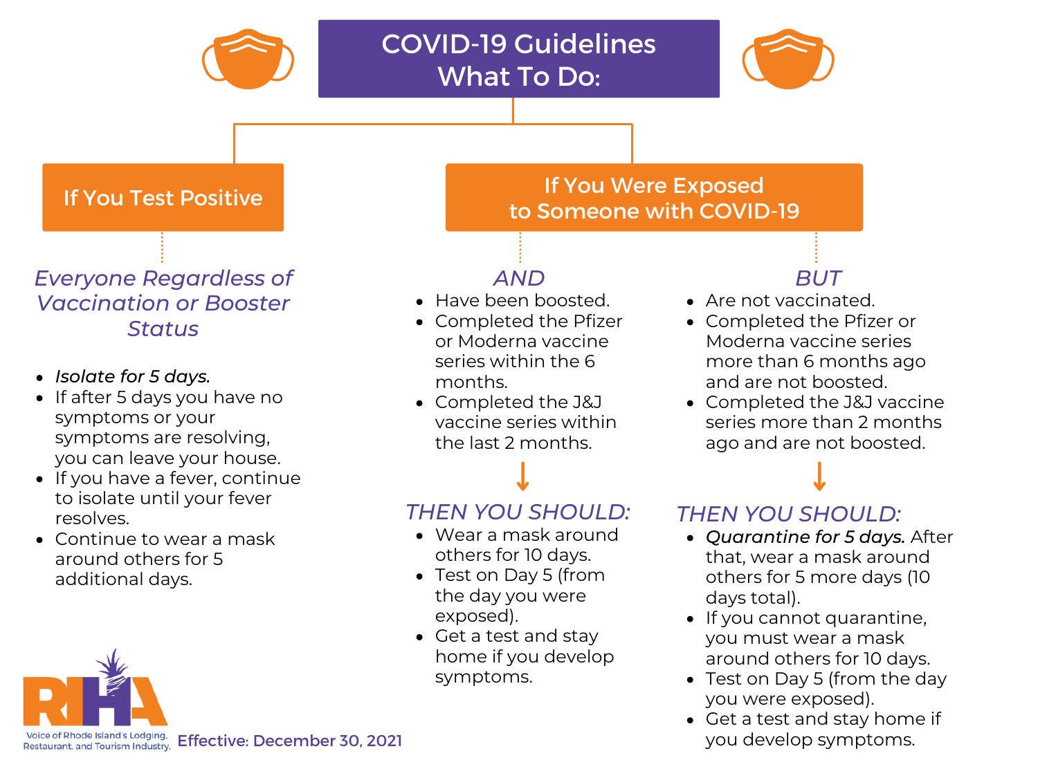# COVID-19 Guidelines What To Do:

## If You Test Positive

### *Everyone Regardless of Vaccination or Booster Status*

- *Isolate for 5 days.*
- If after 5 days you have no symptoms or your symptoms are resolving, you can leave your house.
- If you have a fever, continue to isolate until your fever resolves.
- Continue to wear a mask around others for 5 additional days.

## If You Were Exposed to Someone with COVID-19

### *AND*

- Have been boosted.
- Completed the Pfizer or Moderna vaccine series within the 6 months.
- Completed the J&J vaccine series within the last 2 months.

#### *THEN YOU SHOULD:*

- Wear a mask around others for 10 days.
- Test on Day 5 (from the day you were exposed).
- Get a test and stay home if you develop symptoms.

### *BUT*

- Are not vaccinated.
- Completed the Pfizer or Moderna vaccine series more than 6 months ago and are not boosted.
- Completed the J&J vaccine series more than 2 months ago and are not boosted.

#### *THEN YOU SHOULD:*

- *Quarantine for 5 days.* After that, wear a mask around others for 5 more days (10 days total).
- If you cannot quarantine, you must wear a mask around others for 10 days.
- Test on Day 5 (from the day you were exposed).
- Get a test and stay home if you develop symptoms.

RIHA — Voice of Rhode Island's Lodging, Restaurant, and Tourism Industry.

Effective: December 30, 2021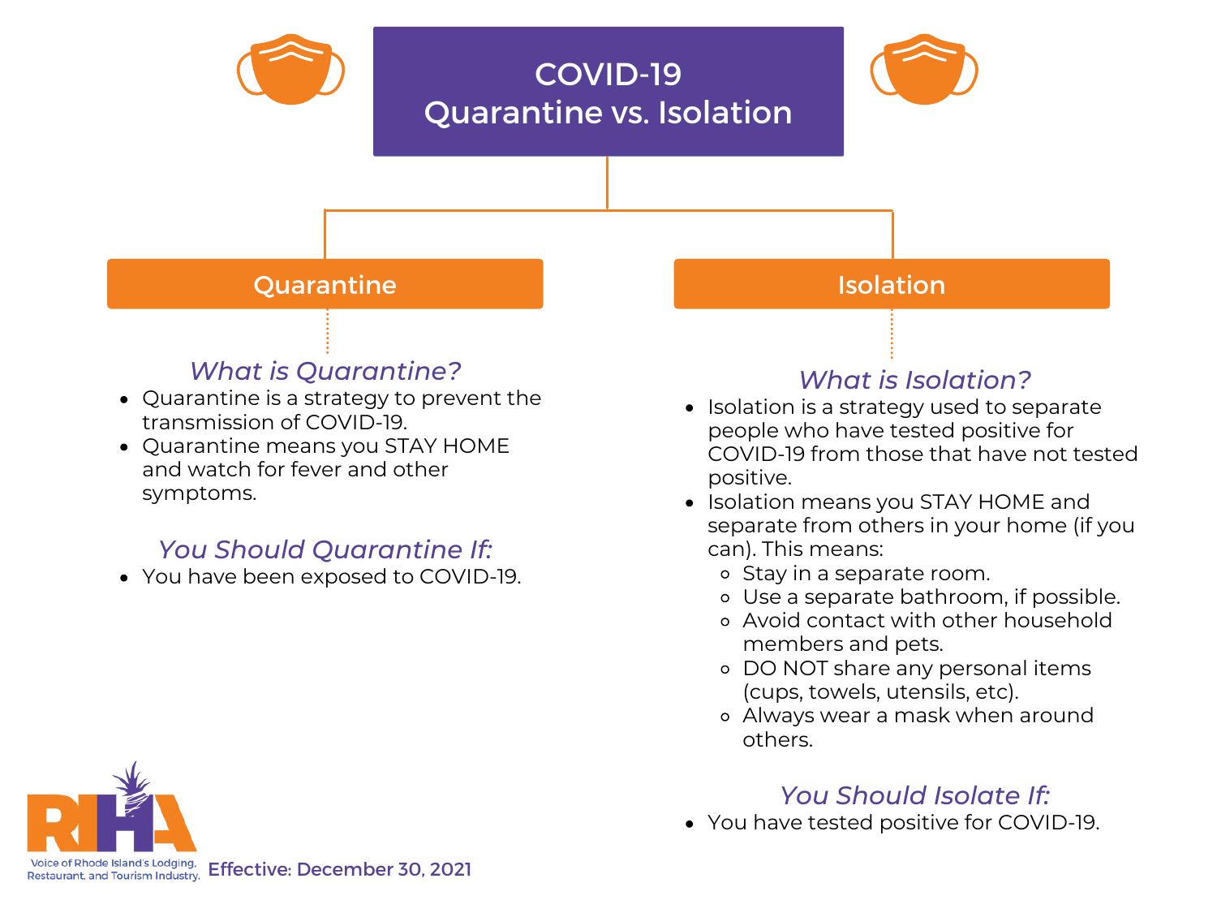# COVID-19 Quarantine vs. Isolation

## Quarantine

### *What is Quarantine?*

- Quarantine is a strategy to prevent the transmission of COVID-19.
- Quarantine means you STAY HOME and watch for fever and other symptoms.

### *You Should Quarantine If:*

- You have been exposed to COVID-19.

## Isolation

### *What is Isolation?*

- Isolation is a strategy used to separate people who have tested positive for COVID-19 from those that have not tested positive.
- Isolation means you STAY HOME and separate from others in your home (if you can). This means:
  - Stay in a separate room.
  - Use a separate bathroom, if possible.
  - Avoid contact with other household members and pets.
  - DO NOT share any personal items (cups, towels, utensils, etc).
  - Always wear a mask when around others.

### *You Should Isolate If:*

- You have tested positive for COVID-19.

RIHA

Voice of Rhode Island's Lodging, Restaurant, and Tourism Industry.

Effective: December 30, 2021